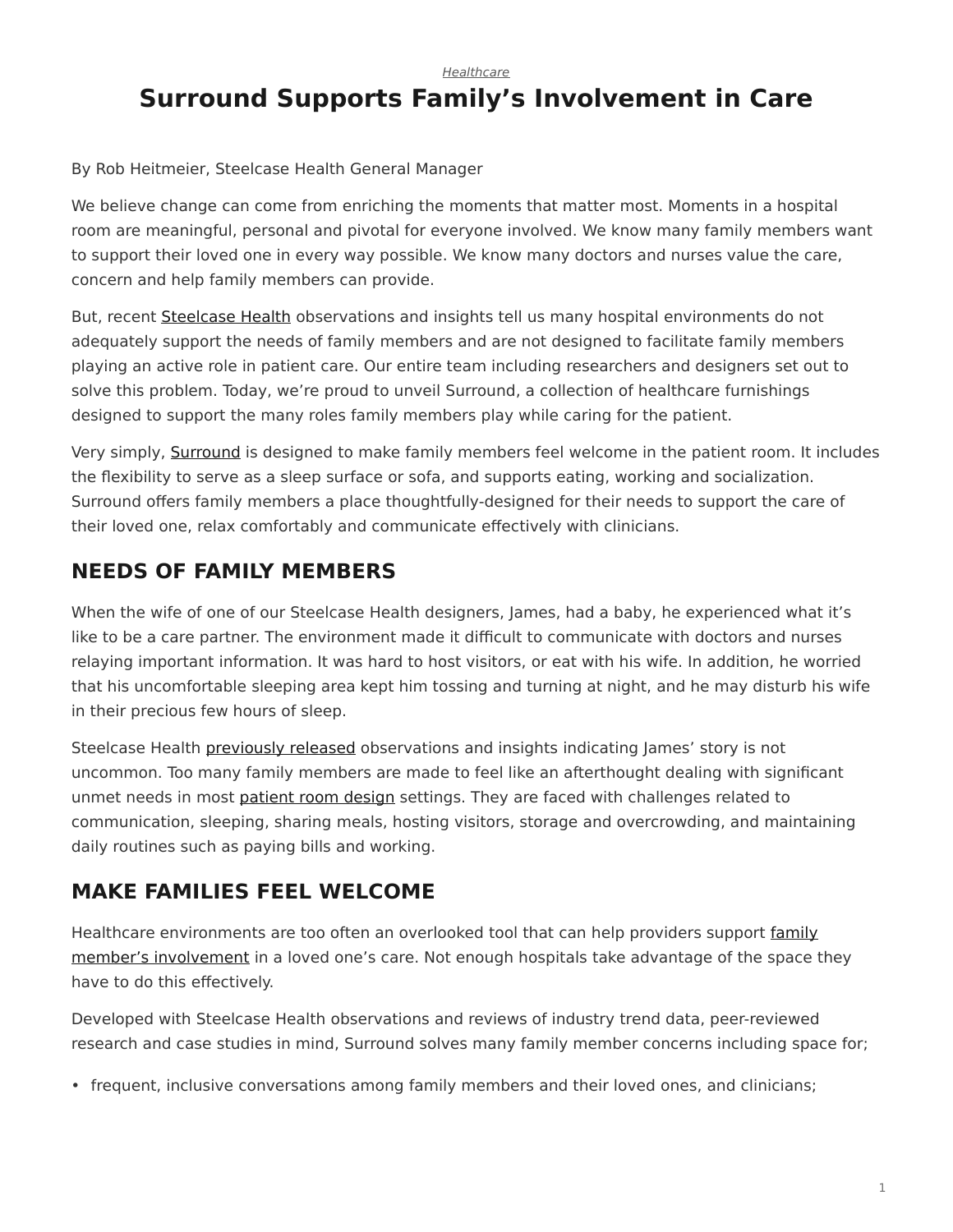*Healthcare*

# Surround Supports Family's Involvement in Care

By Rob Heitmeier, Steelcase Health General Manager

We believe change can come from enriching the moments that matter most. Moments in a hospital room are meaningful, personal and pivotal for everyone involved. We know many family members want to support their loved one in every way possible. We know many doctors and nurses value the care, concern and help family members can provide.

But, recent Steelcase Health observations and insights tell us many hospital environments do not adequately support the needs of family members and are not designed to facilitate family members playing an active role in patient care. Our entire team including researchers and designers set out to solve this problem. Today, we're proud to unveil Surround, a collection of healthcare furnishings designed to support the many roles family members play while caring for the patient.

Very simply, Surround is designed to make family members feel welcome in the patient room. It includes the flexibility to serve as a sleep surface or sofa, and supports eating, working and socialization. Surround offers family members a place thoughtfully-designed for their needs to support the care of their loved one, relax comfortably and communicate effectively with clinicians.

## NEEDS OF FAMILY MEMBERS

When the wife of one of our Steelcase Health designers, James, had a baby, he experienced what it's like to be a care partner. The environment made it difficult to communicate with doctors and nurses relaying important information. It was hard to host visitors, or eat with his wife. In addition, he worried that his uncomfortable sleeping area kept him tossing and turning at night, and he may disturb his wife in their precious few hours of sleep.

Steelcase Health previously released observations and insights indicating James' story is not uncommon. Too many family members are made to feel like an afterthought dealing with significant unmet needs in most patient room design settings. They are faced with challenges related to communication, sleeping, sharing meals, hosting visitors, storage and overcrowding, and maintaining daily routines such as paying bills and working.

## MAKE FAMILIES FEEL WELCOME

Healthcare environments are too often an overlooked tool that can help providers support family member's involvement in a loved one's care. Not enough hospitals take advantage of the space they have to do this effectively.

Developed with Steelcase Health observations and reviews of industry trend data, peer-reviewed research and case studies in mind, Surround solves many family member concerns including space for;

- frequent, inclusive conversations among family members and their loved ones, and clinicians;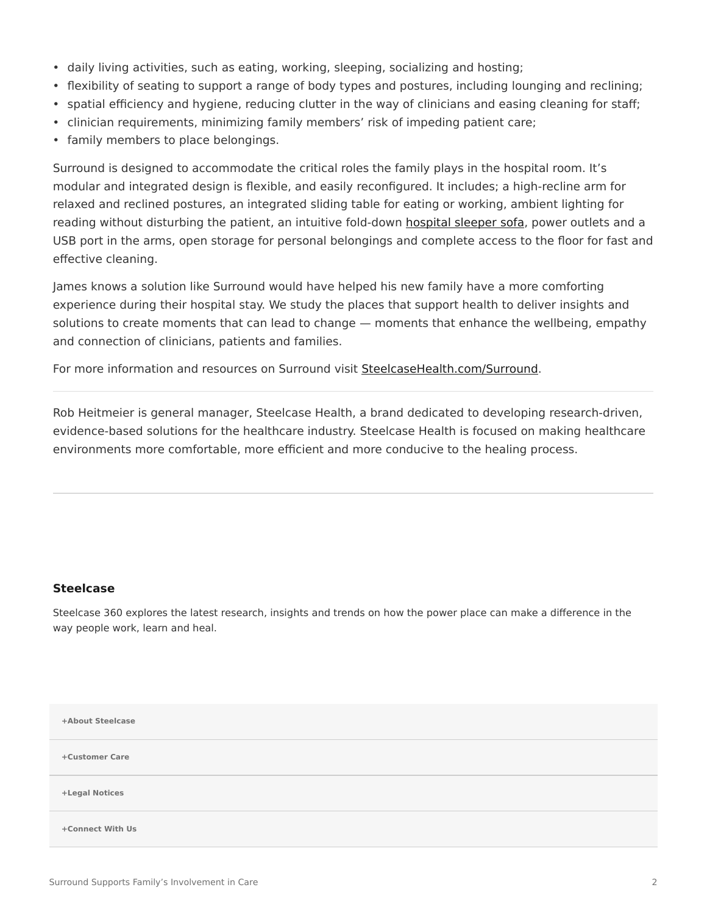- daily living activities, such as eating, working, sleeping, socializing and hosting;
- flexibility of seating to support a range of body types and postures, including lounging and reclining;
- spatial efficiency and hygiene, reducing clutter in the way of clinicians and easing cleaning for staff;
- clinician requirements, minimizing family members' risk of impeding patient care;
- family members to place belongings.

Surround is designed to accommodate the critical roles the family plays in the hospital room. It's modular and integrated design is flexible, and easily reconfigured. It includes; a high-recline arm for relaxed and reclined postures, an integrated sliding table for eating or working, ambient lighting for reading without disturbing the patient, an intuitive fold-down hospital sleeper sofa, power outlets and a USB port in the arms, open storage for personal belongings and complete access to the floor for fast and effective cleaning.

James knows a solution like Surround would have helped his new family have a more comforting experience during their hospital stay. We study the places that support health to deliver insights and solutions to create moments that can lead to change — moments that enhance the wellbeing, empathy and connection of clinicians, patients and families.

For more information and resources on Surround visit SteelcaseHealth.com/Surround.

---

Rob Heitmeier is general manager, Steelcase Health, a brand dedicated to developing research-driven, evidence-based solutions for the healthcare industry. Steelcase Health is focused on making healthcare environments more comfortable, more efficient and more conducive to the healing process.

---

**Steelcase**

Steelcase 360 explores the latest research, insights and trends on how the power place can make a difference in the way people work, learn and heal.

**+About Steelcase**

**+Customer Care**

**+Legal Notices**

**+Connect With Us**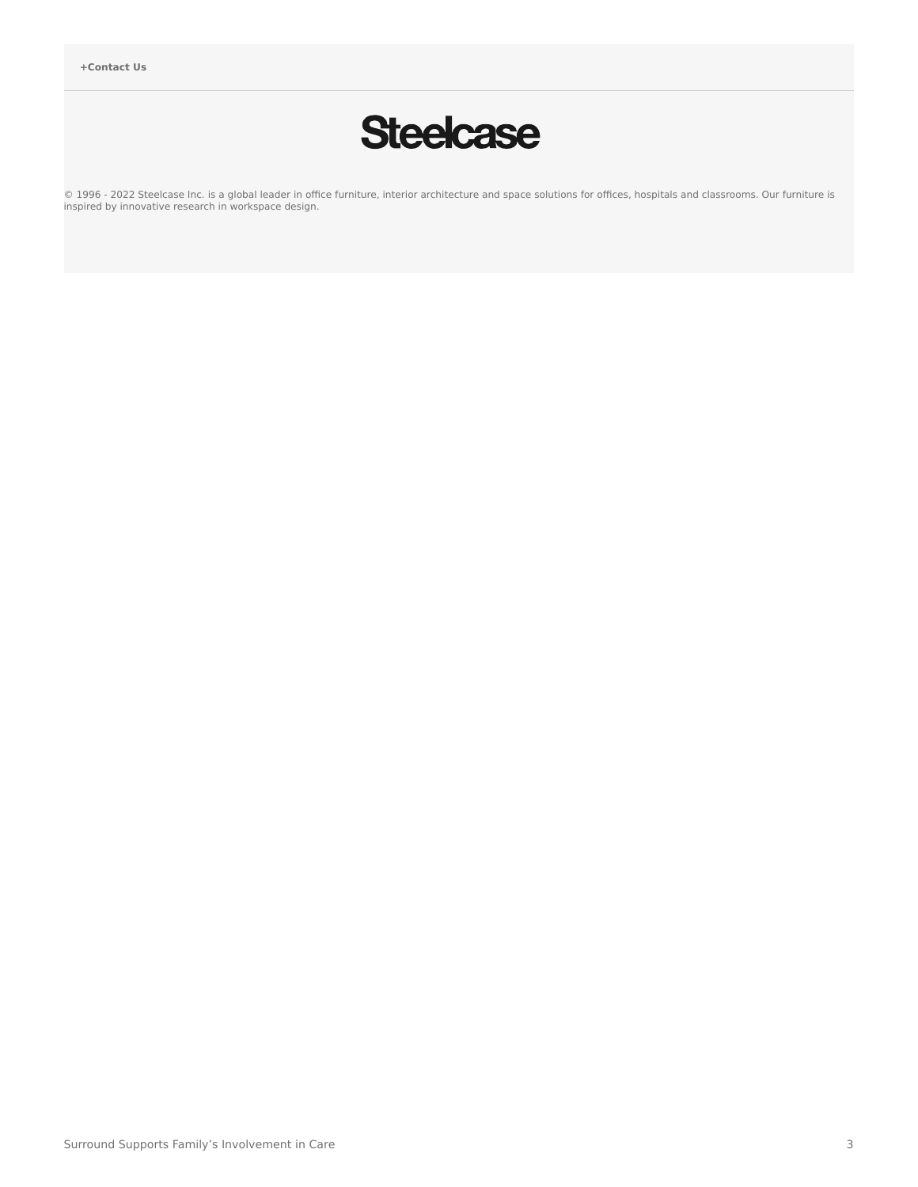**+Contact Us**

Steelcase

© 1996 - 2022 Steelcase Inc. is a global leader in office furniture, interior architecture and space solutions for offices, hospitals and classrooms. Our furniture is inspired by innovative research in workspace design.